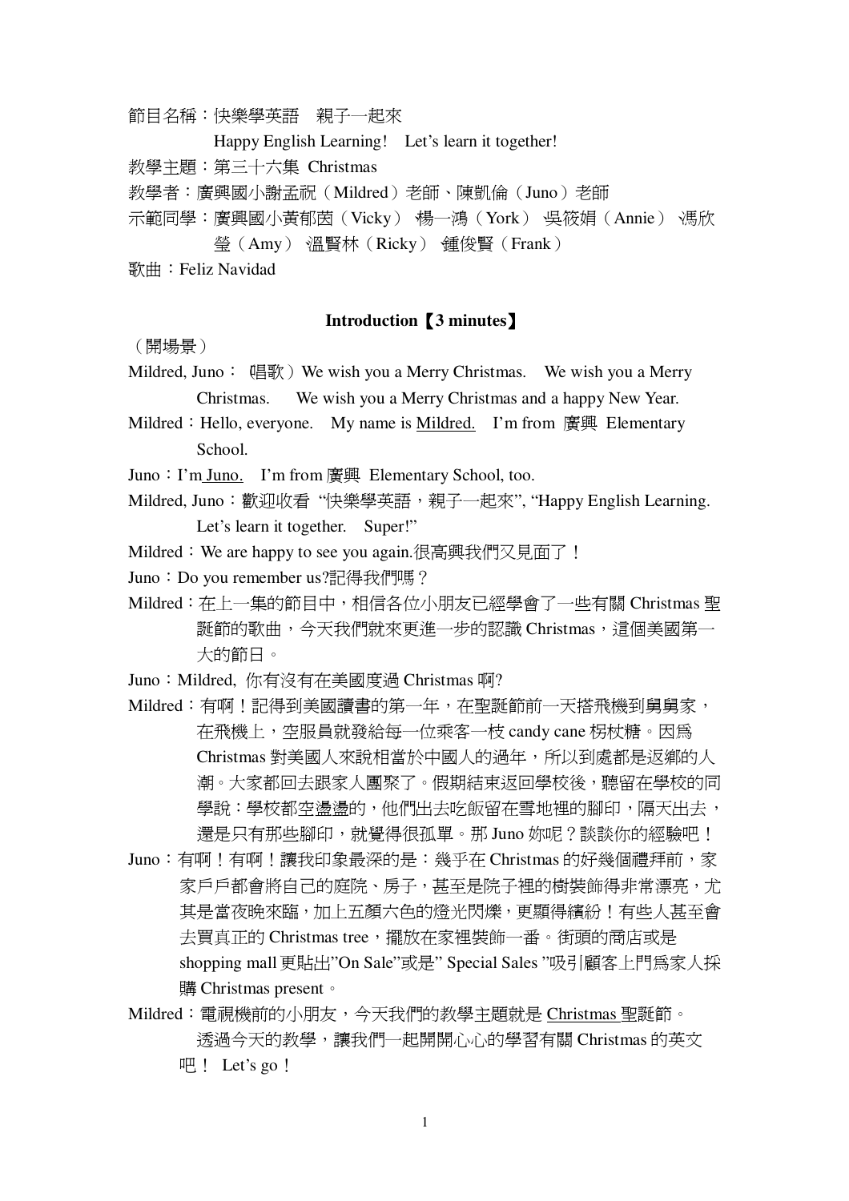節目名稱：快樂學英語　親子一起來

Happy English Learning!　Let's learn it together!

教學主題：第三十六集 Christmas

教學者：廣興國小謝孟祝（Mildred）老師、陳凱倫（Juno）老師

示範同學：廣興國小黃郁茵（Vicky） 楊一鴻（York） 吳筱娟（Annie） 馮欣瑩（Amy） 溫賢林（Ricky） 鍾俊賢（Frank）

歌曲：Feliz Navidad

**Introduction【3 minutes】**

（開場景）

Mildred, Juno：（唱歌）We wish you a Merry Christmas.　We wish you a Merry Christmas.　We wish you a Merry Christmas and a happy New Year.

Mildred：Hello, everyone.　My name is <u>Mildred.</u>　I'm from 廣興 Elementary School.

Juno：I'm <u>Juno.</u>　I'm from 廣興 Elementary School, too.

Mildred, Juno：歡迎收看 "快樂學英語，親子一起來", "Happy English Learning. Let's learn it together.　Super!"

Mildred：We are happy to see you again.很高興我們又見面了！

Juno：Do you remember us?記得我們嗎？

Mildred：在上一集的節目中，相信各位小朋友已經學會了一些有關 Christmas 聖誕節的歌曲，今天我們就來更進一步的認識 Christmas，這個美國第一大的節日。

Juno：Mildred, 你有沒有在美國度過 Christmas 啊?

Mildred：有啊！記得到美國讀書的第一年，在聖誕節前一天搭飛機到舅舅家，在飛機上，空服員就發給每一位乘客一枝 candy cane 枴杖糖。因爲 Christmas 對美國人來說相當於中國人的過年，所以到處都是返鄉的人潮。大家都回去跟家人團聚了。假期結束返回學校後，聽留在學校的同學說：學校都空盪盪的，他們出去吃飯留在雪地裡的腳印，隔天出去，還是只有那些腳印，就覺得很孤單。那 Juno 妳呢？談談你的經驗吧！

Juno：有啊！有啊！讓我印象最深的是：幾乎在 Christmas 的好幾個禮拜前，家家戶戶都會將自己的庭院、房子，甚至是院子裡的樹裝飾得非常漂亮，尤其是當夜晚來臨，加上五顏六色的燈光閃爍，更顯得繽紛！有些人甚至會去買真正的 Christmas tree，擺放在家裡裝飾一番。街頭的商店或是 shopping mall 更貼出"On Sale"或是" Special Sales "吸引顧客上門爲家人採購 Christmas present。

Mildred：電視機前的小朋友，今天我們的教學主題就是 <u>Christmas</u> 聖誕節。透過今天的教學，讓我們一起開開心心的學習有關 Christmas 的英文吧！ Let's go！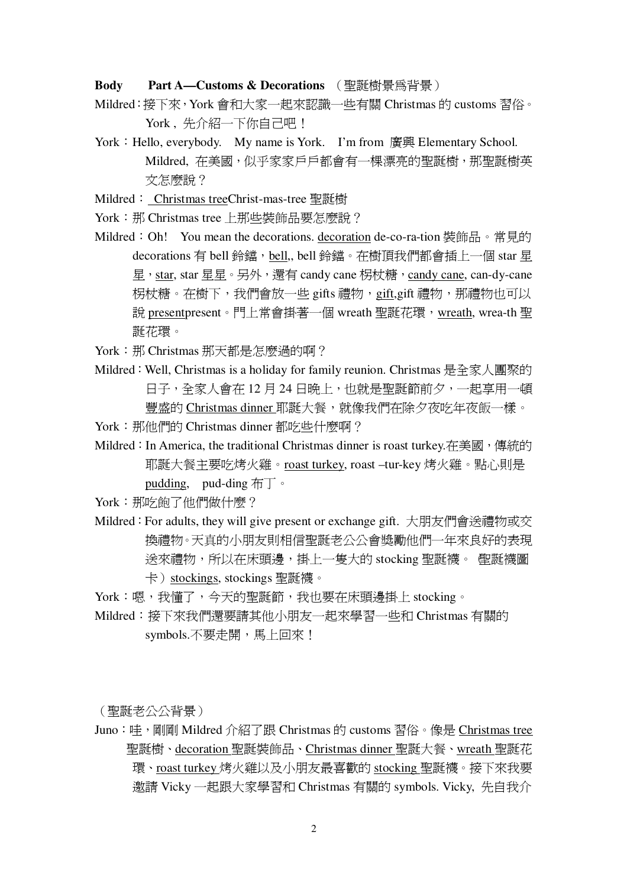**Body　　Part A—Customs & Decorations** （聖誕樹景爲背景）

Mildred：接下來，York 會和大家一起來認識一些有關 Christmas 的 customs 習俗。York , 先介紹一下你自己吧！

York：Hello, everybody.　My name is York.　I'm from 廣興 Elementary School. Mildred, 在美國，似乎家家戶戶都會有一棵漂亮的聖誕樹，那聖誕樹英文怎麼說？

Mildred：<u>Christmas tree</u>Christ-mas-tree 聖誕樹

York：那 Christmas tree 上那些裝飾品要怎麼說？

Mildred：Oh!　You mean the decorations. <u>decoration</u> de-co-ra-tion 裝飾品。常見的 decorations 有 bell 鈴鐺，<u>bell</u>,, bell 鈴鐺。在樹頂我們都會插上一個 star 星星，<u>star</u>, star 星星。另外，還有 candy cane 枴杖糖，<u>candy cane</u>, can-dy-cane 枴杖糖。在樹下，我們會放一些 gifts 禮物，<u>gift</u>,gift 禮物，那禮物也可以說 <u>present</u>present。門上常會掛著一個 wreath 聖誕花環，<u>wreath</u>, wrea-th 聖誕花環。

York：那 Christmas 那天都是怎麼過的啊？

Mildred：Well, Christmas is a holiday for family reunion. Christmas 是全家人團聚的日子，全家人會在 12 月 24 日晚上，也就是聖誕節前夕，一起享用一頓豐盛的 <u>Christmas dinner</u> 耶誕大餐，就像我們在除夕夜吃年夜飯一樣。

York：那他們的 Christmas dinner 都吃些什麼啊？

Mildred：In America, the traditional Christmas dinner is roast turkey.在美國，傳統的耶誕大餐主要吃烤火雞。<u>roast turkey</u>, roast –tur-key 烤火雞。點心則是 <u>pudding</u>,　pud-ding 布丁。

York：那吃飽了他們做什麼？

Mildred：For adults, they will give present or exchange gift.  大朋友們會送禮物或交換禮物。天真的小朋友則相信聖誕老公公會獎勵他們一年來良好的表現送來禮物，所以在床頭邊，掛上一隻大的 stocking 聖誕襪。 聖誕襪圖卡）<u>stockings</u>, stockings 聖誕襪。

York：嗯，我懂了，今天的聖誕節，我也要在床頭邊掛上 stocking。

Mildred：接下來我們還要請其他小朋友一起來學習一些和 Christmas 有關的 symbols.不要走開，馬上回來！

（聖誕老公公背景）

Juno：哇，剛剛 Mildred 介紹了跟 Christmas 的 customs 習俗。像是 <u>Christmas tree</u> 聖誕樹、<u>decoration</u> 聖誕裝飾品、<u>Christmas dinner</u> 聖誕大餐、<u>wreath</u> 聖誕花環、<u>roast turkey</u> 烤火雞以及小朋友最喜歡的 <u>stocking</u> 聖誕襪。接下來我要邀請 Vicky 一起跟大家學習和 Christmas 有關的 symbols. Vicky, 先自我介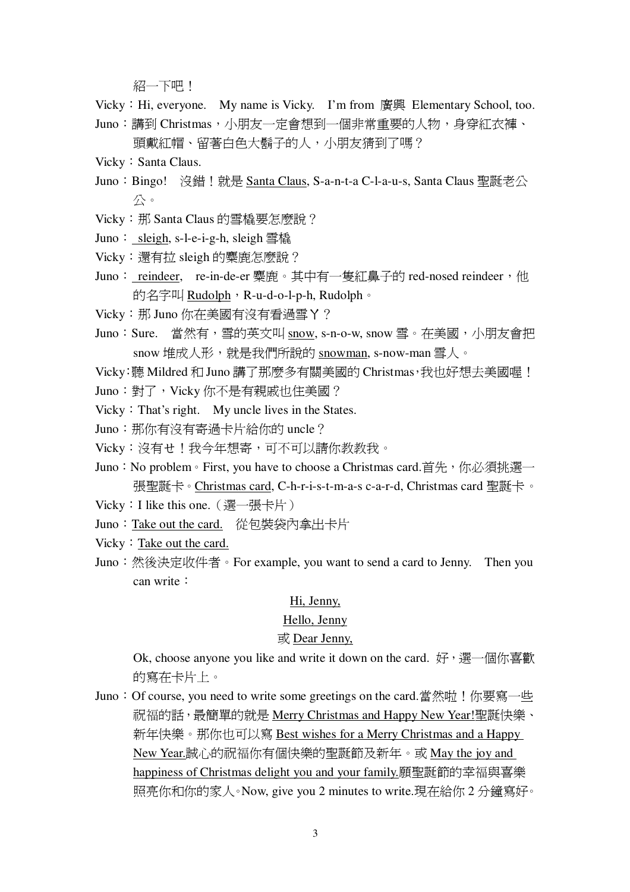紹一下吧！

Vicky：Hi, everyone.　My name is Vicky.　I'm from 廣興 Elementary School, too.

Juno：講到 Christmas，小朋友一定會想到一個非常重要的人物，身穿紅衣褲、頭戴紅帽、留著白色大鬍子的人，小朋友猜到了嗎？

Vicky：Santa Claus.

Juno：Bingo!　沒錯！就是 Santa Claus, S-a-n-t-a C-l-a-u-s, Santa Claus 聖誕老公公。

Vicky：那 Santa Claus 的雪橇要怎麼說？

Juno：sleigh, s-l-e-i-g-h, sleigh 雪橇

Vicky：還有拉 sleigh 的麋鹿怎麼說？

Juno：reindeer,　re-in-de-er 麋鹿。其中有一隻紅鼻子的 red-nosed reindeer，他的名字叫 Rudolph，R-u-d-o-l-p-h, Rudolph。

Vicky：那 Juno 你在美國有沒有看過雪ㄚ？

Juno：Sure.　當然有，雪的英文叫 snow, s-n-o-w, snow 雪。在美國，小朋友會把 snow 堆成人形，就是我們所說的 snowman, s-now-man 雪人。

Vicky：聽 Mildred 和 Juno 講了那麼多有關美國的 Christmas，我也好想去美國喔！

Juno：對了，Vicky 你不是有親戚也住美國？

Vicky：That's right.　My uncle lives in the States.

Juno：那你有沒有寄過卡片給你的 uncle？

Vicky：沒有ㄝ！我今年想寄，可不可以請你教教我。

Juno：No problem。First, you have to choose a Christmas card.首先，你必須挑選一張聖誕卡。Christmas card, C-h-r-i-s-t-m-a-s c-a-r-d, Christmas card 聖誕卡。

Vicky：I like this one.（選一張卡片）

Juno：Take out the card.　從包裝袋內拿出卡片

Vicky：Take out the card.

Juno：然後決定收件者。For example, you want to send a card to Jenny.　Then you can write：

Hi, Jenny,

Hello, Jenny

或 Dear Jenny,

Ok, choose anyone you like and write it down on the card.　好，選一個你喜歡的寫在卡片上。

Juno：Of course, you need to write some greetings on the card.當然啦！你要寫一些祝福的話，最簡單的就是 Merry Christmas and Happy New Year!聖誕快樂、新年快樂。那你也可以寫 Best wishes for a Merry Christmas and a Happy New Year.誠心的祝福你有個快樂的聖誕節及新年。或 May the joy and happiness of Christmas delight you and your family.願聖誕節的幸福與喜樂照亮你和你的家人。Now, give you 2 minutes to write.現在給你 2 分鐘寫好。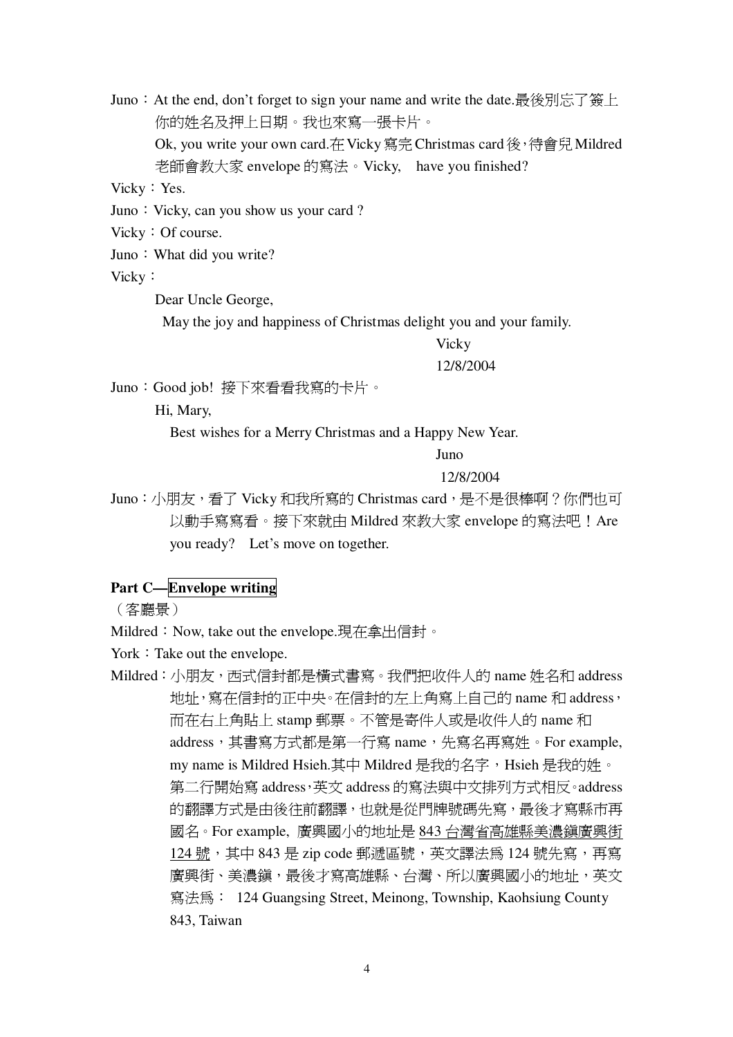Juno：At the end, don't forget to sign your name and write the date.最後別忘了簽上你的姓名及押上日期。我也來寫一張卡片。

Ok, you write your own card.在 Vicky 寫完 Christmas card 後，待會兒 Mildred 老師會教大家 envelope 的寫法。Vicky,　have you finished?

Vicky：Yes.

Juno：Vicky, can you show us your card ?

Vicky：Of course.

Juno：What did you write?

Vicky：

Dear Uncle George,

May the joy and happiness of Christmas delight you and your family.

Vicky

12/8/2004

Juno：Good job! 接下來看看我寫的卡片。

Hi, Mary,

Best wishes for a Merry Christmas and a Happy New Year.

Juno

12/8/2004

Juno：小朋友，看了 Vicky 和我所寫的 Christmas card，是不是很棒啊？你們也可以動手寫寫看。接下來就由 Mildred 來教大家 envelope 的寫法吧！Are you ready?　Let's move on together.

**Part C—Envelope writing**

（客廳景）

Mildred：Now, take out the envelope.現在拿出信封。

York：Take out the envelope.

Mildred：小朋友，西式信封都是橫式書寫。我們把收件人的 name 姓名和 address 地址，寫在信封的正中央。在信封的左上角寫上自己的 name 和 address，而在右上角貼上 stamp 郵票。不管是寄件人或是收件人的 name 和 address，其書寫方式都是第一行寫 name，先寫名再寫姓。For example, my name is Mildred Hsieh.其中 Mildred 是我的名字，Hsieh 是我的姓。第二行開始寫 address，英文 address 的寫法與中文排列方式相反。address 的翻譯方式是由後往前翻譯，也就是從門牌號碼先寫，最後才寫縣市再國名。For example, 廣興國小的地址是 843 台灣省高雄縣美濃鎮廣興街 124 號，其中 843 是 zip code 郵遞區號，英文譯法為 124 號先寫，再寫廣興街、美濃鎮，最後才寫高雄縣、台灣、所以廣興國小的地址，英文寫法為： 124 Guangsing Street, Meinong, Township, Kaohsiung County 843, Taiwan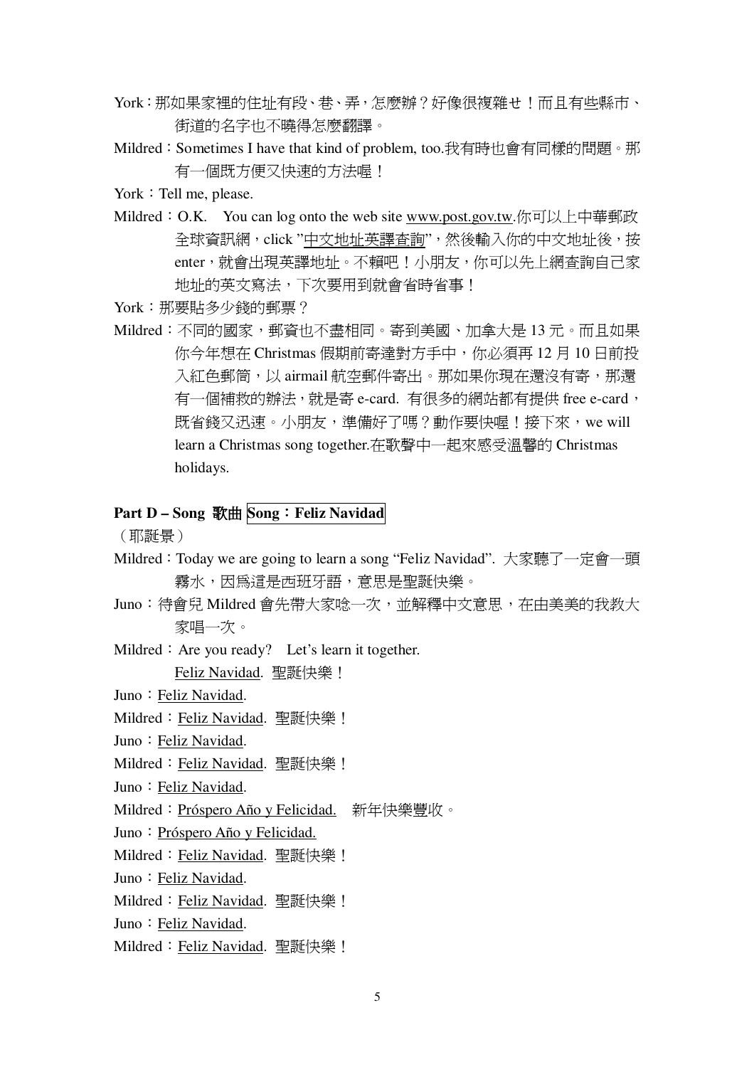York：那如果家裡的住址有段、巷、弄，怎麼辦？好像很複雜ㄝ！而且有些縣市、街道的名字也不曉得怎麼翻譯。

Mildred：Sometimes I have that kind of problem, too.我有時也會有同樣的問題。那有一個既方便又快速的方法喔！

York：Tell me, please.

Mildred：O.K.　You can log onto the web site www.post.gov.tw.你可以上中華郵政全球資訊網，click "中文地址英譯查詢"，然後輸入你的中文地址後，按 enter，就會出現英譯地址。不賴吧！小朋友，你可以先上網查詢自己家地址的英文寫法，下次要用到就會省時省事！

York：那要貼多少錢的郵票？

Mildred：不同的國家，郵資也不盡相同。寄到美國、加拿大是 13 元。而且如果你今年想在 Christmas 假期前寄達對方手中，你必須再 12 月 10 日前投入紅色郵筒，以 airmail 航空郵件寄出。那如果你現在還沒有寄，那還有一個補救的辦法，就是寄 e-card. 有很多的網站都有提供 free e-card，既省錢又迅速。小朋友，準備好了嗎？動作要快喔！接下來，we will learn a Christmas song together.在歌聲中一起來感受溫馨的 Christmas holidays.

**Part D – Song 歌曲 Song：Feliz Navidad**

（耶誕景）

Mildred：Today we are going to learn a song "Feliz Navidad". 大家聽了一定會一頭霧水，因爲這是西班牙語，意思是聖誕快樂。

Juno：待會兒 Mildred 會先帶大家唸一次，並解釋中文意思，在由美美的我教大家唱一次。

Mildred：Are you ready?　Let's learn it together.
Feliz Navidad. 聖誕快樂！

Juno：Feliz Navidad.

Mildred：Feliz Navidad. 聖誕快樂！

Juno：Feliz Navidad.

Mildred：Feliz Navidad. 聖誕快樂！

Juno：Feliz Navidad.

Mildred：Próspero Año y Felicidad.　新年快樂豐收。

Juno：Próspero Año y Felicidad.

Mildred：Feliz Navidad. 聖誕快樂！

Juno：Feliz Navidad.

Mildred：Feliz Navidad. 聖誕快樂！

Juno：Feliz Navidad.

Mildred：Feliz Navidad. 聖誕快樂！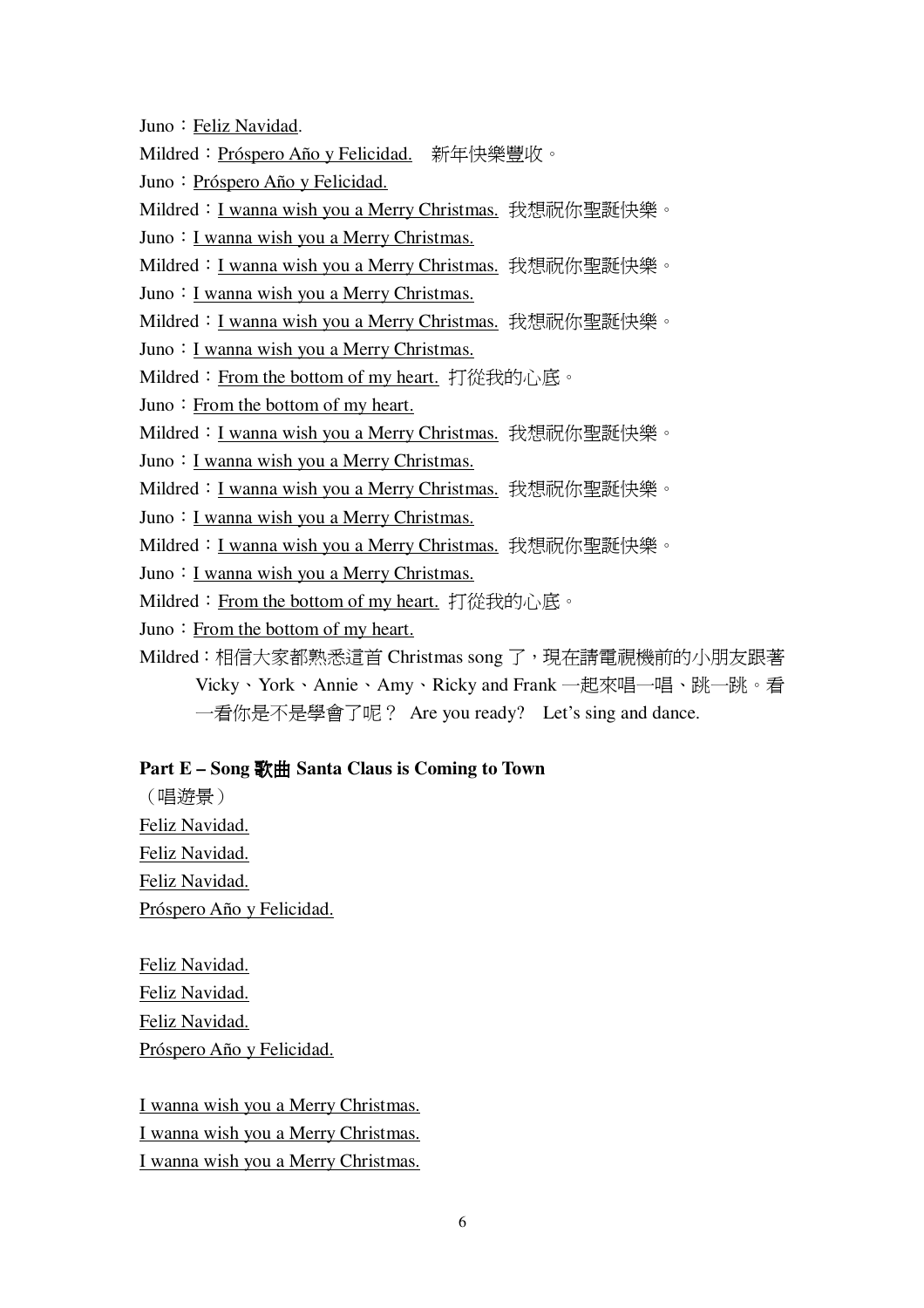Juno：Feliz Navidad.

Mildred：Próspero Año y Felicidad.　新年快樂豐收。

Juno：Próspero Año y Felicidad.

Mildred：I wanna wish you a Merry Christmas. 我想祝你聖誕快樂。

Juno：I wanna wish you a Merry Christmas.

Mildred：I wanna wish you a Merry Christmas. 我想祝你聖誕快樂。

Juno：I wanna wish you a Merry Christmas.

Mildred：I wanna wish you a Merry Christmas. 我想祝你聖誕快樂。

Juno：I wanna wish you a Merry Christmas.

Mildred：From the bottom of my heart. 打從我的心底。

Juno：From the bottom of my heart.

Mildred：I wanna wish you a Merry Christmas. 我想祝你聖誕快樂。

Juno：I wanna wish you a Merry Christmas.

Mildred：I wanna wish you a Merry Christmas. 我想祝你聖誕快樂。

Juno：I wanna wish you a Merry Christmas.

Mildred：I wanna wish you a Merry Christmas. 我想祝你聖誕快樂。

Juno：I wanna wish you a Merry Christmas.

Mildred：From the bottom of my heart. 打從我的心底。

Juno：From the bottom of my heart.

Mildred：相信大家都熟悉這首 Christmas song 了，現在請電視機前的小朋友跟著 Vicky、York、Annie、Amy、Ricky and Frank 一起來唱一唱、跳一跳。看一看你是不是學會了呢？ Are you ready?　Let's sing and dance.

**Part E – Song 歌曲 Santa Claus is Coming to Town**

（唱遊景）

Feliz Navidad.
Feliz Navidad.
Feliz Navidad.
Próspero Año y Felicidad.

Feliz Navidad.
Feliz Navidad.
Feliz Navidad.
Próspero Año y Felicidad.

I wanna wish you a Merry Christmas.
I wanna wish you a Merry Christmas.
I wanna wish you a Merry Christmas.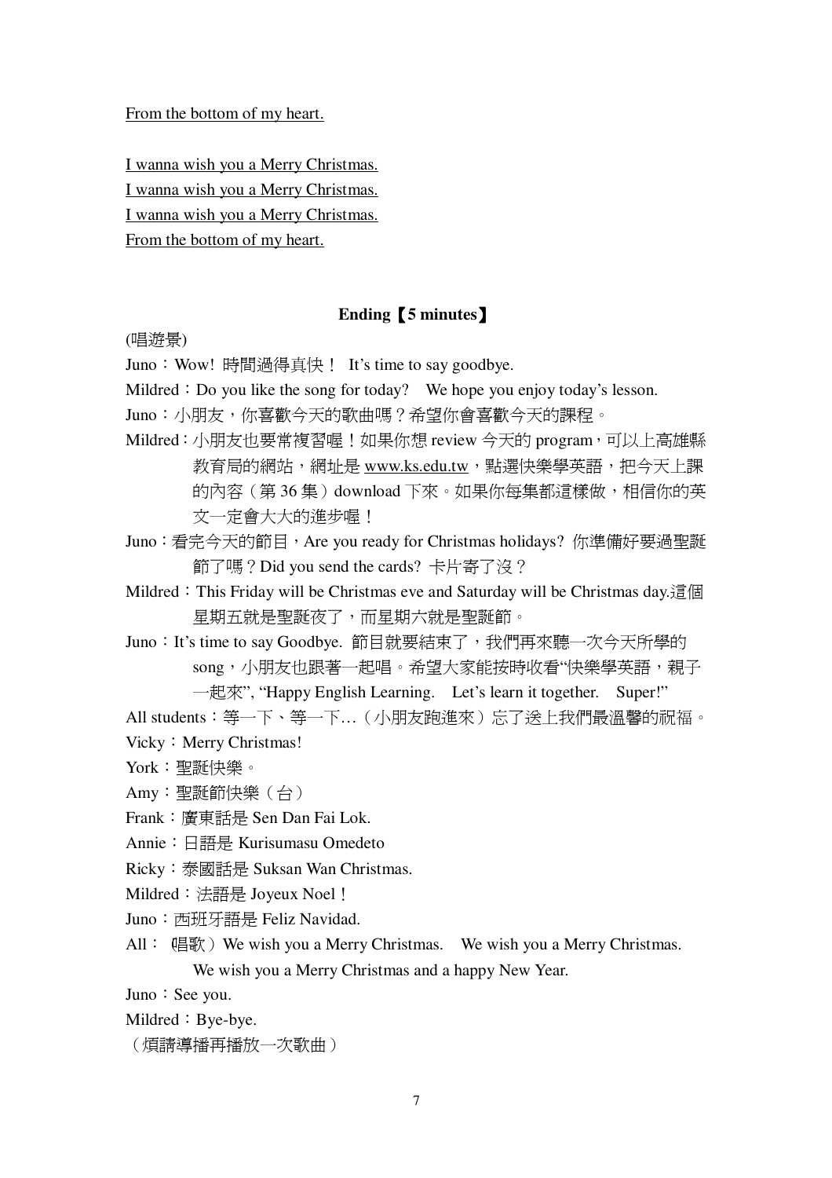From the bottom of my heart.

I wanna wish you a Merry Christmas.
I wanna wish you a Merry Christmas.
I wanna wish you a Merry Christmas.
From the bottom of my heart.

**Ending【5 minutes】**

(唱遊景)

Juno：Wow! 時間過得真快！ It's time to say goodbye.

Mildred：Do you like the song for today? We hope you enjoy today's lesson.

Juno：小朋友，你喜歡今天的歌曲嗎？希望你會喜歡今天的課程。

Mildred：小朋友也要常複習喔！如果你想 review 今天的 program，可以上高雄縣教育局的網站，網址是 www.ks.edu.tw，點選快樂學英語，把今天上課的內容（第 36 集）download 下來。如果你每集都這樣做，相信你的英文一定會大大的進步喔！

Juno：看完今天的節目，Are you ready for Christmas holidays? 你準備好要過聖誕節了嗎？Did you send the cards? 卡片寄了沒？

Mildred：This Friday will be Christmas eve and Saturday will be Christmas day.這個星期五就是聖誕夜了，而星期六就是聖誕節。

Juno：It's time to say Goodbye. 節目就要結束了，我們再來聽一次今天所學的 song，小朋友也跟著一起唱。希望大家能按時收看"快樂學英語，親子一起來", "Happy English Learning. Let's learn it together. Super!"

All students：等一下、等一下…（小朋友跑進來）忘了送上我們最溫馨的祝福。

Vicky：Merry Christmas!

York：聖誕快樂。

Amy：聖誕節快樂（台）

Frank：廣東話是 Sen Dan Fai Lok.

Annie：日語是 Kurisumasu Omedeto

Ricky：泰國話是 Suksan Wan Christmas.

Mildred：法語是 Joyeux Noel！

Juno：西班牙語是 Feliz Navidad.

All：（唱歌）We wish you a Merry Christmas. We wish you a Merry Christmas. We wish you a Merry Christmas and a happy New Year.

Juno：See you.

Mildred：Bye-bye.

（煩請導播再播放一次歌曲）